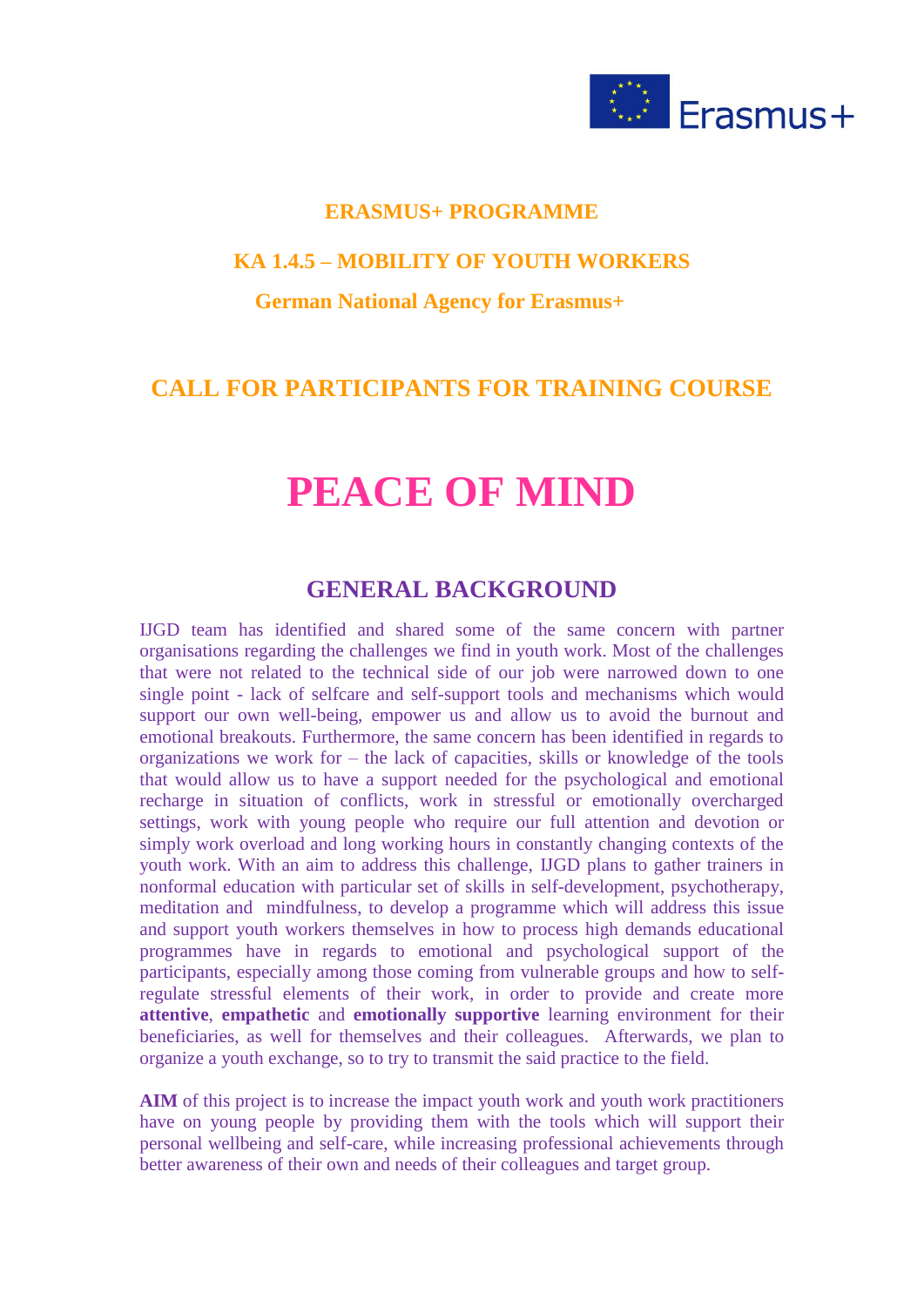**ERASMUS+ PROGRAMME**

**KA 1.4.5 – MOBILITY OF YOUTH WORKERS**

**German National Agency for Erasmus+**

## CALL FOR PARTICIPANTS FOR TRAINING COURSE

# PEACE OF MIND

## GENERAL BACKGROUND

IJGD team has identified and shared some of the same concern with partner organisations regarding the challenges we find in youth work. Most of the challenges that were not related to the technical side of our job were narrowed down to one single point - lack of selfcare and self-support tools and mechanisms which would support our own well-being, empower us and allow us to avoid the burnout and emotional breakouts. Furthermore, the same concern has been identified in regards to organizations we work for – the lack of capacities, skills or knowledge of the tools that would allow us to have a support needed for the psychological and emotional recharge in situation of conflicts, work in stressful or emotionally overcharged settings, work with young people who require our full attention and devotion or simply work overload and long working hours in constantly changing contexts of the youth work. With an aim to address this challenge, IJGD plans to gather trainers in nonformal education with particular set of skills in self-development, psychotherapy, meditation and mindfulness, to develop a programme which will address this issue and support youth workers themselves in how to process high demands educational programmes have in regards to emotional and psychological support of the participants, especially among those coming from vulnerable groups and how to self-regulate stressful elements of their work, in order to provide and create more **attentive**, **empathetic** and **emotionally supportive** learning environment for their beneficiaries, as well for themselves and their colleagues. Afterwards, we plan to organize a youth exchange, so to try to transmit the said practice to the field.

**AIM** of this project is to increase the impact youth work and youth work practitioners have on young people by providing them with the tools which will support their personal wellbeing and self-care, while increasing professional achievements through better awareness of their own and needs of their colleagues and target group.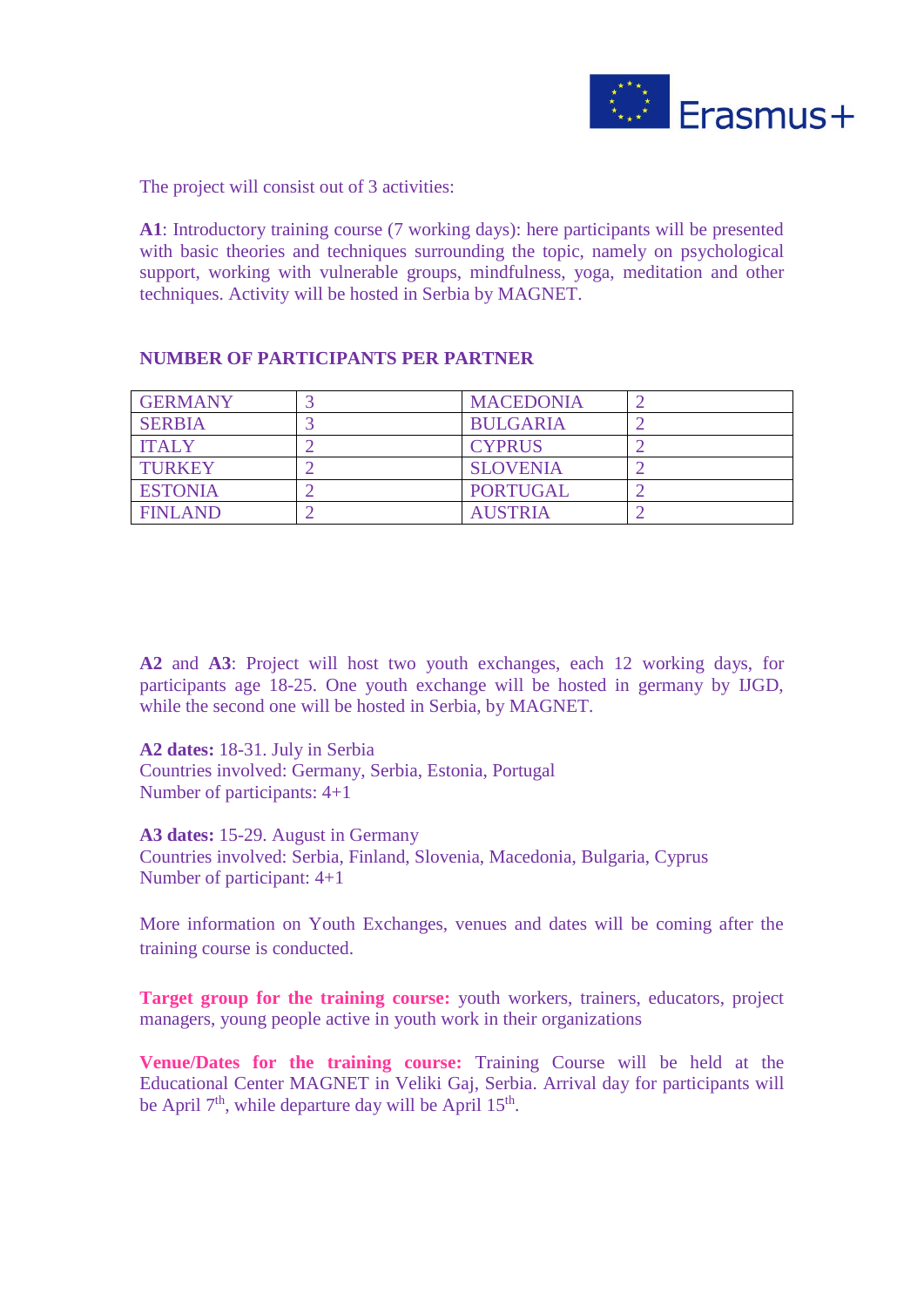The project will consist out of 3 activities:

**A1**: Introductory training course (7 working days): here participants will be presented with basic theories and techniques surrounding the topic, namely on psychological support, working with vulnerable groups, mindfulness, yoga, meditation and other techniques. Activity will be hosted in Serbia by MAGNET.

**NUMBER OF PARTICIPANTS PER PARTNER**

| | | | |
|---|---|---|---|
| GERMANY | 3 | MACEDONIA | 2 |
| SERBIA | 3 | BULGARIA | 2 |
| ITALY | 2 | CYPRUS | 2 |
| TURKEY | 2 | SLOVENIA | 2 |
| ESTONIA | 2 | PORTUGAL | 2 |
| FINLAND | 2 | AUSTRIA | 2 |

**A2** and **A3**: Project will host two youth exchanges, each 12 working days, for participants age 18-25. One youth exchange will be hosted in germany by IJGD, while the second one will be hosted in Serbia, by MAGNET.

**A2 dates:** 18-31. July in Serbia
Countries involved: Germany, Serbia, Estonia, Portugal
Number of participants: 4+1

**A3 dates:** 15-29. August in Germany
Countries involved: Serbia, Finland, Slovenia, Macedonia, Bulgaria, Cyprus
Number of participant: 4+1

More information on Youth Exchanges, venues and dates will be coming after the training course is conducted.

**Target group for the training course:** youth workers, trainers, educators, project managers, young people active in youth work in their organizations

**Venue/Dates for the training course:** Training Course will be held at the Educational Center MAGNET in Veliki Gaj, Serbia. Arrival day for participants will be April 7th, while departure day will be April 15th.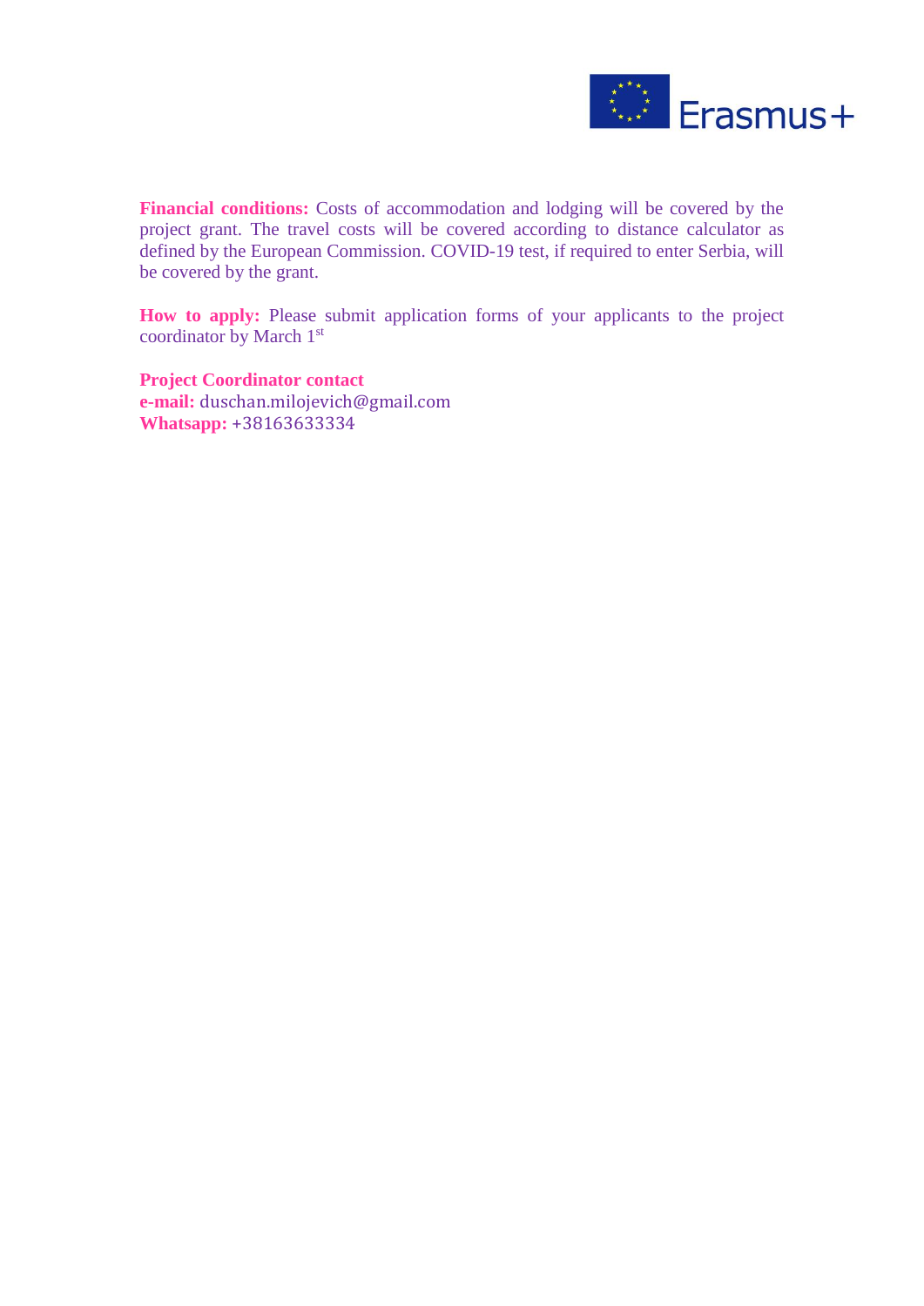**Financial conditions:** Costs of accommodation and lodging will be covered by the project grant. The travel costs will be covered according to distance calculator as defined by the European Commission. COVID-19 test, if required to enter Serbia, will be covered by the grant.

**How to apply:** Please submit application forms of your applicants to the project coordinator by March 1st

**Project Coordinator contact**
**e-mail:** duschan.milojevich@gmail.com
**Whatsapp:** +38163633334